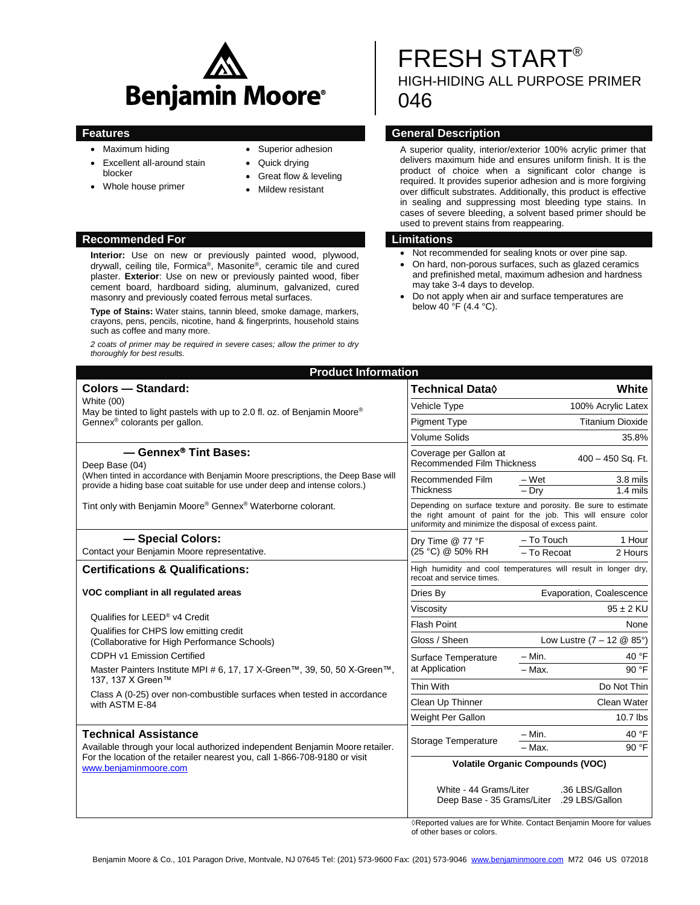# Benjamin Moore®

# FRESH START®

## HIGH-HIDING ALL PURPOSE PRIMER

## 046

## Features

- Maximum hiding
- Excellent all-around stain blocker
- Whole house primer
- Superior adhesion
- Quick drying
- Great flow & leveling
- Mildew resistant

## General Description

A superior quality, interior/exterior 100% acrylic primer that delivers maximum hide and ensures uniform finish. It is the product of choice when a significant color change is required. It provides superior adhesion and is more forgiving over difficult substrates. Additionally, this product is effective in sealing and suppressing most bleeding type stains. In cases of severe bleeding, a solvent based primer should be used to prevent stains from reappearing.

## Recommended For

**Interior:** Use on new or previously painted wood, plywood, drywall, ceiling tile, Formica®, Masonite®, ceramic tile and cured plaster. **Exterior**: Use on new or previously painted wood, fiber cement board, hardboard siding, aluminum, galvanized, cured masonry and previously coated ferrous metal surfaces.

**Type of Stains:** Water stains, tannin bleed, smoke damage, markers, crayons, pens, pencils, nicotine, hand & fingerprints, household stains such as coffee and many more.

*2 coats of primer may be required in severe cases; allow the primer to dry thoroughly for best results.*

## Limitations

- Not recommended for sealing knots or over pine sap.
- On hard, non-porous surfaces, such as glazed ceramics and prefinished metal, maximum adhesion and hardness may take 3-4 days to develop.
- Do not apply when air and surface temperatures are below 40 °F (4.4 °C).

## Product Information

### Colors — Standard:

White (00)
May be tinted to light pastels with up to 2.0 fl. oz. of Benjamin Moore® Gennex® colorants per gallon.

### — Gennex® Tint Bases:

Deep Base (04)
(When tinted in accordance with Benjamin Moore prescriptions, the Deep Base will provide a hiding base coat suitable for use under deep and intense colors.)

Tint only with Benjamin Moore® Gennex® Waterborne colorant.

### — Special Colors:

Contact your Benjamin Moore representative.

### Certifications & Qualifications:

**VOC compliant in all regulated areas**

Qualifies for LEED® v4 Credit

Qualifies for CHPS low emitting credit (Collaborative for High Performance Schools)

CDPH v1 Emission Certified

Master Painters Institute MPI # 6, 17, 17 X-Green™, 39, 50, 50 X-Green™, 137, 137 X Green™

Class A (0-25) over non-combustible surfaces when tested in accordance with ASTM E-84

### Technical Assistance

Available through your local authorized independent Benjamin Moore retailer. For the location of the retailer nearest you, call 1-866-708-9180 or visit www.benjaminmoore.com

| Technical Data◊ | | White |
|---|---|---|
| Vehicle Type | | 100% Acrylic Latex |
| Pigment Type | | Titanium Dioxide |
| Volume Solids | | 35.8% |
| Coverage per Gallon at Recommended Film Thickness | | 400 – 450 Sq. Ft. |
| Recommended Film Thickness | – Wet | 3.8 mils |
| | – Dry | 1.4 mils |
| Depending on surface texture and porosity. Be sure to estimate the right amount of paint for the job. This will ensure color uniformity and minimize the disposal of excess paint. | | |
| Dry Time @ 77 °F (25 °C) @ 50% RH | – To Touch | 1 Hour |
| | – To Recoat | 2 Hours |
| High humidity and cool temperatures will result in longer dry, recoat and service times. | | |
| Dries By | | Evaporation, Coalescence |
| Viscosity | | 95 ± 2 KU |
| Flash Point | | None |
| Gloss / Sheen | | Low Lustre (7 – 12 @ 85°) |
| Surface Temperature at Application | – Min. | 40 °F |
| | – Max. | 90 °F |
| Thin With | | Do Not Thin |
| Clean Up Thinner | | Clean Water |
| Weight Per Gallon | | 10.7 lbs |
| Storage Temperature | – Min. | 40 °F |
| | – Max. | 90 °F |

**Volatile Organic Compounds (VOC)**

White - 44 Grams/Liter .36 LBS/Gallon
Deep Base - 35 Grams/Liter .29 LBS/Gallon

◊Reported values are for White. Contact Benjamin Moore for values of other bases or colors.

Benjamin Moore & Co., 101 Paragon Drive, Montvale, NJ 07645 Tel: (201) 573-9600 Fax: (201) 573-9046 www.benjaminmoore.com M72 046 US 072018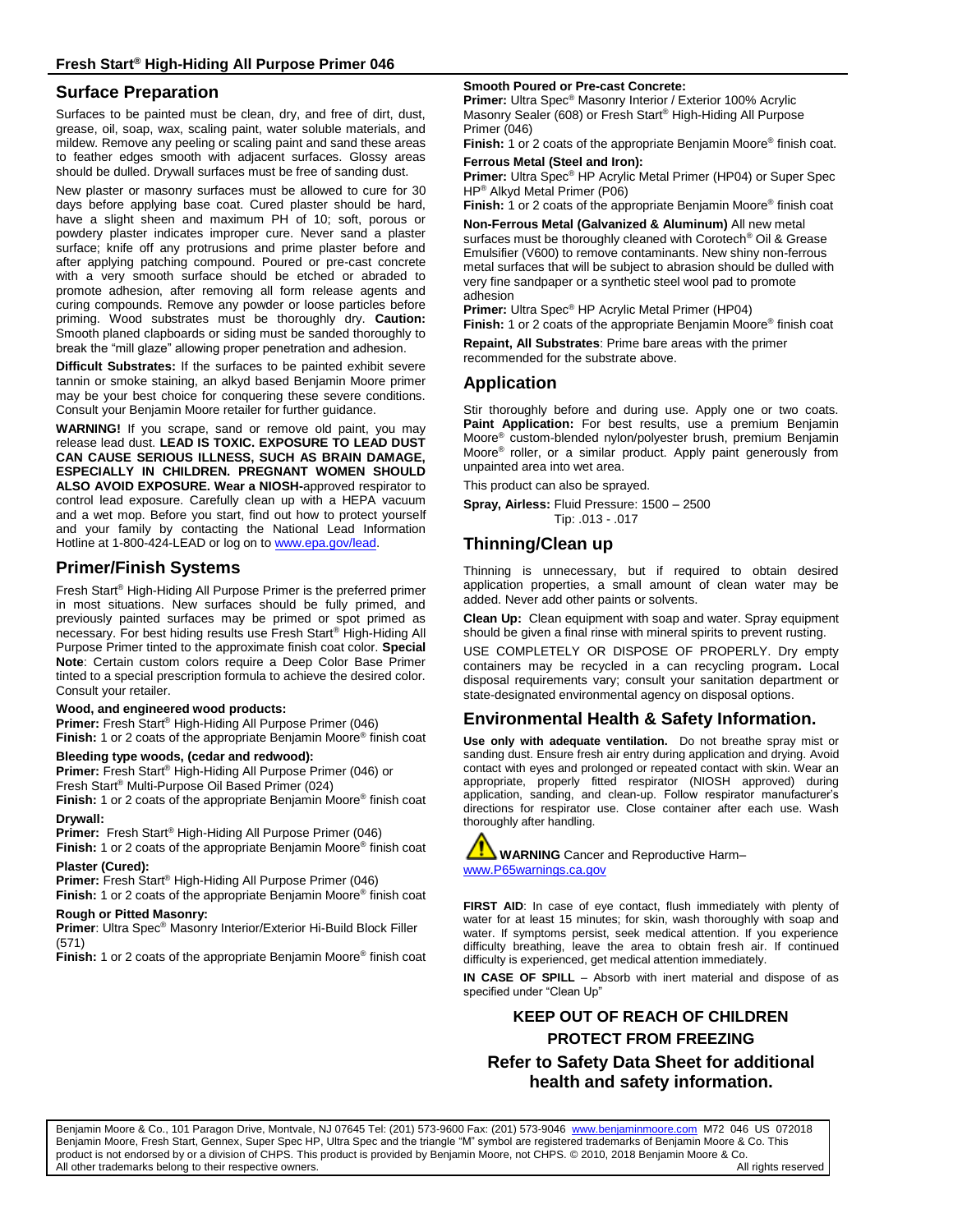## Surface Preparation

Surfaces to be painted must be clean, dry, and free of dirt, dust, grease, oil, soap, wax, scaling paint, water soluble materials, and mildew. Remove any peeling or scaling paint and sand these areas to feather edges smooth with adjacent surfaces. Glossy areas should be dulled. Drywall surfaces must be free of sanding dust.

New plaster or masonry surfaces must be allowed to cure for 30 days before applying base coat. Cured plaster should be hard, have a slight sheen and maximum PH of 10; soft, porous or powdery plaster indicates improper cure. Never sand a plaster surface; knife off any protrusions and prime plaster before and after applying patching compound. Poured or pre-cast concrete with a very smooth surface should be etched or abraded to promote adhesion, after removing all form release agents and curing compounds. Remove any powder or loose particles before priming. Wood substrates must be thoroughly dry. **Caution:** Smooth planed clapboards or siding must be sanded thoroughly to break the "mill glaze" allowing proper penetration and adhesion.

**Difficult Substrates:** If the surfaces to be painted exhibit severe tannin or smoke staining, an alkyd based Benjamin Moore primer may be your best choice for conquering these severe conditions. Consult your Benjamin Moore retailer for further guidance.

**WARNING!** If you scrape, sand or remove old paint, you may release lead dust. **LEAD IS TOXIC. EXPOSURE TO LEAD DUST CAN CAUSE SERIOUS ILLNESS, SUCH AS BRAIN DAMAGE, ESPECIALLY IN CHILDREN. PREGNANT WOMEN SHOULD ALSO AVOID EXPOSURE. Wear a NIOSH-**approved respirator to control lead exposure. Carefully clean up with a HEPA vacuum and a wet mop. Before you start, find out how to protect yourself and your family by contacting the National Lead Information Hotline at 1-800-424-LEAD or log on to www.epa.gov/lead.

## Primer/Finish Systems

Fresh Start® High-Hiding All Purpose Primer is the preferred primer in most situations. New surfaces should be fully primed, and previously painted surfaces may be primed or spot primed as necessary. For best hiding results use Fresh Start® High-Hiding All Purpose Primer tinted to the approximate finish coat color. **Special Note**: Certain custom colors require a Deep Color Base Primer tinted to a special prescription formula to achieve the desired color. Consult your retailer.

**Wood, and engineered wood products:**
**Primer:** Fresh Start® High-Hiding All Purpose Primer (046)
**Finish:** 1 or 2 coats of the appropriate Benjamin Moore® finish coat

**Bleeding type woods, (cedar and redwood):**
**Primer:** Fresh Start® High-Hiding All Purpose Primer (046) or Fresh Start® Multi-Purpose Oil Based Primer (024)
**Finish:** 1 or 2 coats of the appropriate Benjamin Moore® finish coat

**Drywall:**
**Primer:** Fresh Start® High-Hiding All Purpose Primer (046)
**Finish:** 1 or 2 coats of the appropriate Benjamin Moore® finish coat

**Plaster (Cured):**
**Primer:** Fresh Start® High-Hiding All Purpose Primer (046)
**Finish:** 1 or 2 coats of the appropriate Benjamin Moore® finish coat

**Rough or Pitted Masonry:**
**Primer**: Ultra Spec® Masonry Interior/Exterior Hi-Build Block Filler (571)
**Finish:** 1 or 2 coats of the appropriate Benjamin Moore® finish coat

**Smooth Poured or Pre-cast Concrete:**
**Primer:** Ultra Spec® Masonry Interior / Exterior 100% Acrylic Masonry Sealer (608) or Fresh Start® High-Hiding All Purpose Primer (046)
**Finish:** 1 or 2 coats of the appropriate Benjamin Moore® finish coat.

**Ferrous Metal (Steel and Iron):**
**Primer:** Ultra Spec® HP Acrylic Metal Primer (HP04) or Super Spec HP® Alkyd Metal Primer (P06)
**Finish:** 1 or 2 coats of the appropriate Benjamin Moore® finish coat

**Non-Ferrous Metal (Galvanized & Aluminum)** All new metal surfaces must be thoroughly cleaned with Corotech® Oil & Grease Emulsifier (V600) to remove contaminants. New shiny non-ferrous metal surfaces that will be subject to abrasion should be dulled with very fine sandpaper or a synthetic steel wool pad to promote adhesion
**Primer:** Ultra Spec® HP Acrylic Metal Primer (HP04)
**Finish:** 1 or 2 coats of the appropriate Benjamin Moore® finish coat

**Repaint, All Substrates**: Prime bare areas with the primer recommended for the substrate above.

## Application

Stir thoroughly before and during use. Apply one or two coats. **Paint Application:** For best results, use a premium Benjamin Moore® custom-blended nylon/polyester brush, premium Benjamin Moore® roller, or a similar product. Apply paint generously from unpainted area into wet area.

This product can also be sprayed.

**Spray, Airless:** Fluid Pressure: 1500 – 2500
Tip: .013 - .017

## Thinning/Clean up

Thinning is unnecessary, but if required to obtain desired application properties, a small amount of clean water may be added. Never add other paints or solvents.

**Clean Up:** Clean equipment with soap and water. Spray equipment should be given a final rinse with mineral spirits to prevent rusting.

USE COMPLETELY OR DISPOSE OF PROPERLY. Dry empty containers may be recycled in a can recycling program**.** Local disposal requirements vary; consult your sanitation department or state-designated environmental agency on disposal options.

## Environmental Health & Safety Information.

**Use only with adequate ventilation.** Do not breathe spray mist or sanding dust. Ensure fresh air entry during application and drying. Avoid contact with eyes and prolonged or repeated contact with skin. Wear an appropriate, properly fitted respirator (NIOSH approved) during application, sanding, and clean-up. Follow respirator manufacturer's directions for respirator use. Close container after each use. Wash thoroughly after handling.

**WARNING** Cancer and Reproductive Harm– www.P65warnings.ca.gov

**FIRST AID**: In case of eye contact, flush immediately with plenty of water for at least 15 minutes; for skin, wash thoroughly with soap and water. If symptoms persist, seek medical attention. If you experience difficulty breathing, leave the area to obtain fresh air. If continued difficulty is experienced, get medical attention immediately.

**IN CASE OF SPILL** – Absorb with inert material and dispose of as specified under "Clean Up"

**KEEP OUT OF REACH OF CHILDREN**

**PROTECT FROM FREEZING**

**Refer to Safety Data Sheet for additional health and safety information.**

Benjamin Moore & Co., 101 Paragon Drive, Montvale, NJ 07645 Tel: (201) 573-9600 Fax: (201) 573-9046 www.benjaminmoore.com M72 046 US 072018
Benjamin Moore, Fresh Start, Gennex, Super Spec HP, Ultra Spec and the triangle "M" symbol are registered trademarks of Benjamin Moore & Co. This product is not endorsed by or a division of CHPS. This product is provided by Benjamin Moore, not CHPS. © 2010, 2018 Benjamin Moore & Co.
All other trademarks belong to their respective owners. All rights reserved